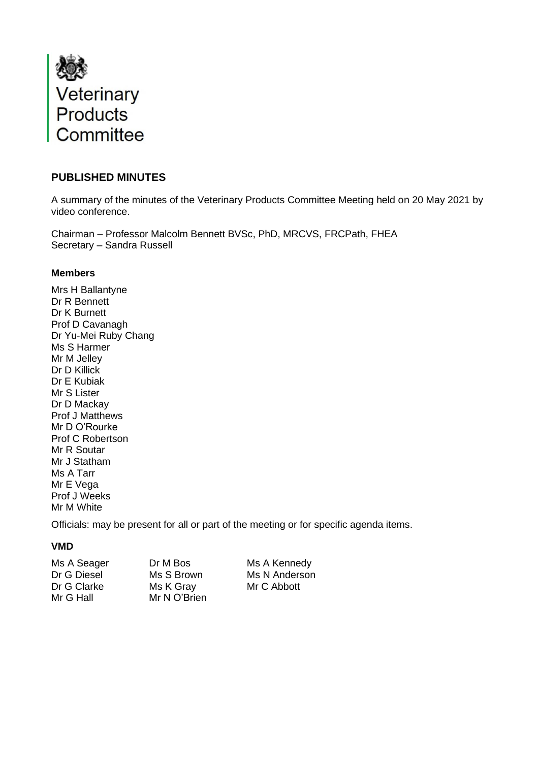Veterinary Products Committee

## PUBLISHED MINUTES

A summary of the minutes of the Veterinary Products Committee Meeting held on 20 May 2021 by video conference.

Chairman – Professor Malcolm Bennett BVSc, PhD, MRCVS, FRCPath, FHEA
Secretary – Sandra Russell

### Members

Mrs H Ballantyne
Dr R Bennett
Dr K Burnett
Prof D Cavanagh
Dr Yu-Mei Ruby Chang
Ms S Harmer
Mr M Jelley
Dr D Killick
Dr E Kubiak
Mr S Lister
Dr D Mackay
Prof J Matthews
Mr D O'Rourke
Prof C Robertson
Mr R Soutar
Mr J Statham
Ms A Tarr
Mr E Vega
Prof J Weeks
Mr M White

Officials: may be present for all or part of the meeting or for specific agenda items.

### VMD

Ms A Seager
Dr G Diesel
Dr G Clarke
Mr G Hall
Dr M Bos
Ms S Brown
Ms K Gray
Mr N O'Brien
Ms A Kennedy
Ms N Anderson
Mr C Abbott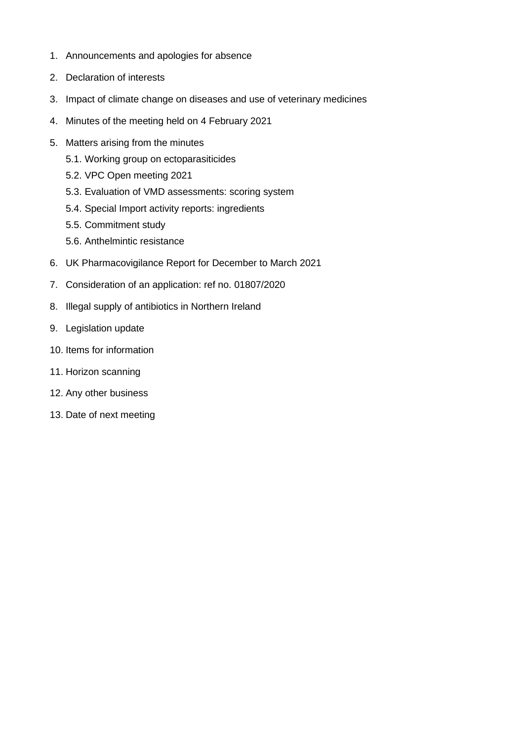1. Announcements and apologies for absence
2. Declaration of interests
3. Impact of climate change on diseases and use of veterinary medicines
4. Minutes of the meeting held on 4 February 2021
5. Matters arising from the minutes
   - 5.1. Working group on ectoparasiticides
   - 5.2. VPC Open meeting 2021
   - 5.3. Evaluation of VMD assessments: scoring system
   - 5.4. Special Import activity reports: ingredients
   - 5.5. Commitment study
   - 5.6. Anthelmintic resistance
6. UK Pharmacovigilance Report for December to March 2021
7. Consideration of an application: ref no. 01807/2020
8. Illegal supply of antibiotics in Northern Ireland
9. Legislation update
10. Items for information
11. Horizon scanning
12. Any other business
13. Date of next meeting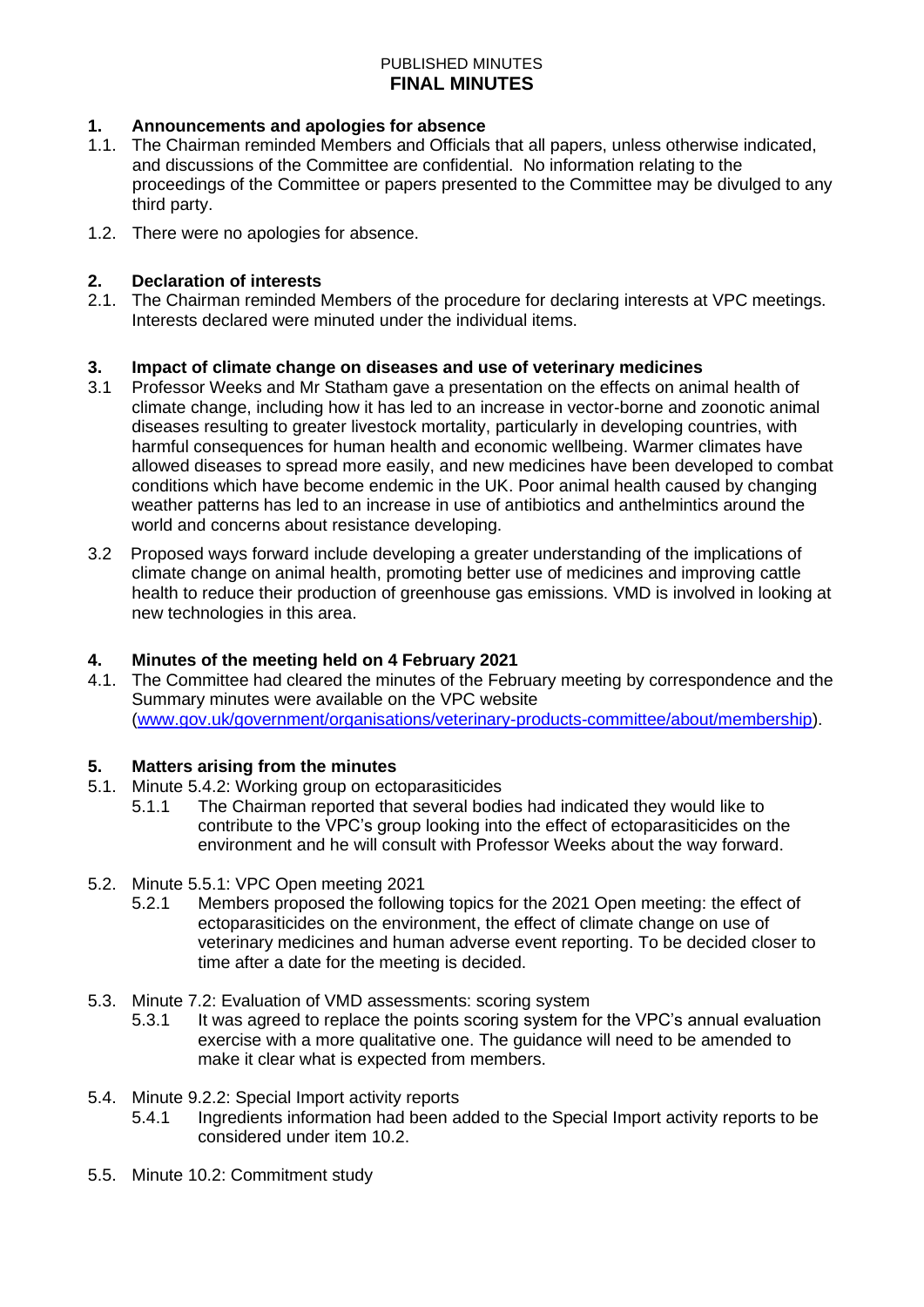PUBLISHED MINUTES
**FINAL MINUTES**

## 1. Announcements and apologies for absence

1.1. The Chairman reminded Members and Officials that all papers, unless otherwise indicated, and discussions of the Committee are confidential. No information relating to the proceedings of the Committee or papers presented to the Committee may be divulged to any third party.

1.2. There were no apologies for absence.

## 2. Declaration of interests

2.1. The Chairman reminded Members of the procedure for declaring interests at VPC meetings. Interests declared were minuted under the individual items.

## 3. Impact of climate change on diseases and use of veterinary medicines

3.1 Professor Weeks and Mr Statham gave a presentation on the effects on animal health of climate change, including how it has led to an increase in vector-borne and zoonotic animal diseases resulting to greater livestock mortality, particularly in developing countries, with harmful consequences for human health and economic wellbeing. Warmer climates have allowed diseases to spread more easily, and new medicines have been developed to combat conditions which have become endemic in the UK. Poor animal health caused by changing weather patterns has led to an increase in use of antibiotics and anthelmintics around the world and concerns about resistance developing.

3.2 Proposed ways forward include developing a greater understanding of the implications of climate change on animal health, promoting better use of medicines and improving cattle health to reduce their production of greenhouse gas emissions. VMD is involved in looking at new technologies in this area.

## 4. Minutes of the meeting held on 4 February 2021

4.1. The Committee had cleared the minutes of the February meeting by correspondence and the Summary minutes were available on the VPC website ([www.gov.uk/government/organisations/veterinary-products-committee/about/membership](www.gov.uk/government/organisations/veterinary-products-committee/about/membership)).

## 5. Matters arising from the minutes

5.1. Minute 5.4.2: Working group on ectoparasiticides

5.1.1 The Chairman reported that several bodies had indicated they would like to contribute to the VPC's group looking into the effect of ectoparasiticides on the environment and he will consult with Professor Weeks about the way forward.

5.2. Minute 5.5.1: VPC Open meeting 2021

5.2.1 Members proposed the following topics for the 2021 Open meeting: the effect of ectoparasiticides on the environment, the effect of climate change on use of veterinary medicines and human adverse event reporting. To be decided closer to time after a date for the meeting is decided.

5.3. Minute 7.2: Evaluation of VMD assessments: scoring system

5.3.1 It was agreed to replace the points scoring system for the VPC's annual evaluation exercise with a more qualitative one. The guidance will need to be amended to make it clear what is expected from members.

5.4. Minute 9.2.2: Special Import activity reports

5.4.1 Ingredients information had been added to the Special Import activity reports to be considered under item 10.2.

5.5. Minute 10.2: Commitment study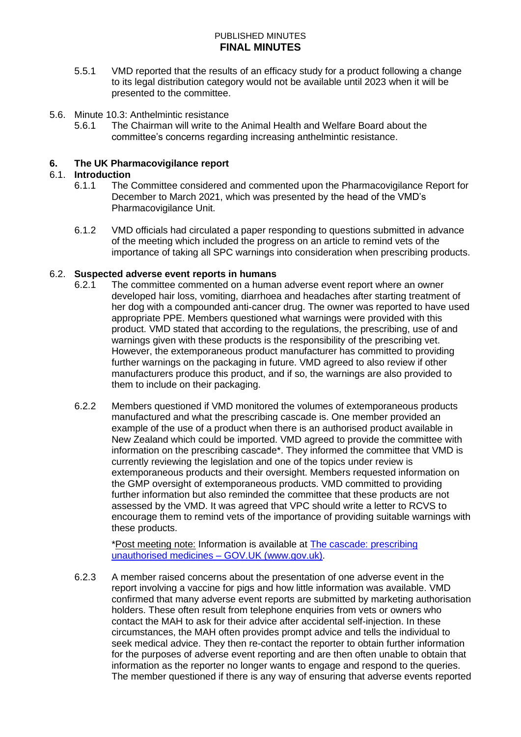5.5.1 VMD reported that the results of an efficacy study for a product following a change to its legal distribution category would not be available until 2023 when it will be presented to the committee.

5.6. Minute 10.3: Anthelmintic resistance

5.6.1 The Chairman will write to the Animal Health and Welfare Board about the committee's concerns regarding increasing anthelmintic resistance.

## 6. The UK Pharmacovigilance report

### 6.1. Introduction

6.1.1 The Committee considered and commented upon the Pharmacovigilance Report for December to March 2021, which was presented by the head of the VMD's Pharmacovigilance Unit.

6.1.2 VMD officials had circulated a paper responding to questions submitted in advance of the meeting which included the progress on an article to remind vets of the importance of taking all SPC warnings into consideration when prescribing products.

### 6.2. Suspected adverse event reports in humans

6.2.1 The committee commented on a human adverse event report where an owner developed hair loss, vomiting, diarrhoea and headaches after starting treatment of her dog with a compounded anti-cancer drug. The owner was reported to have used appropriate PPE. Members questioned what warnings were provided with this product. VMD stated that according to the regulations, the prescribing, use of and warnings given with these products is the responsibility of the prescribing vet. However, the extemporaneous product manufacturer has committed to providing further warnings on the packaging in future. VMD agreed to also review if other manufacturers produce this product, and if so, the warnings are also provided to them to include on their packaging.

6.2.2 Members questioned if VMD monitored the volumes of extemporaneous products manufactured and what the prescribing cascade is. One member provided an example of the use of a product when there is an authorised product available in New Zealand which could be imported. VMD agreed to provide the committee with information on the prescribing cascade*. They informed the committee that VMD is currently reviewing the legislation and one of the topics under review is extemporaneous products and their oversight. Members requested information on the GMP oversight of extemporaneous products. VMD committed to providing further information but also reminded the committee that these products are not assessed by the VMD. It was agreed that VPC should write a letter to RCVS to encourage them to remind vets of the importance of providing suitable warnings with these products.

*Post meeting note: Information is available at [The cascade: prescribing unauthorised medicines – GOV.UK (www.gov.uk)](www.gov.uk).

6.2.3 A member raised concerns about the presentation of one adverse event in the report involving a vaccine for pigs and how little information was available. VMD confirmed that many adverse event reports are submitted by marketing authorisation holders. These often result from telephone enquiries from vets or owners who contact the MAH to ask for their advice after accidental self-injection. In these circumstances, the MAH often provides prompt advice and tells the individual to seek medical advice. They then re-contact the reporter to obtain further information for the purposes of adverse event reporting and are then often unable to obtain that information as the reporter no longer wants to engage and respond to the queries. The member questioned if there is any way of ensuring that adverse events reported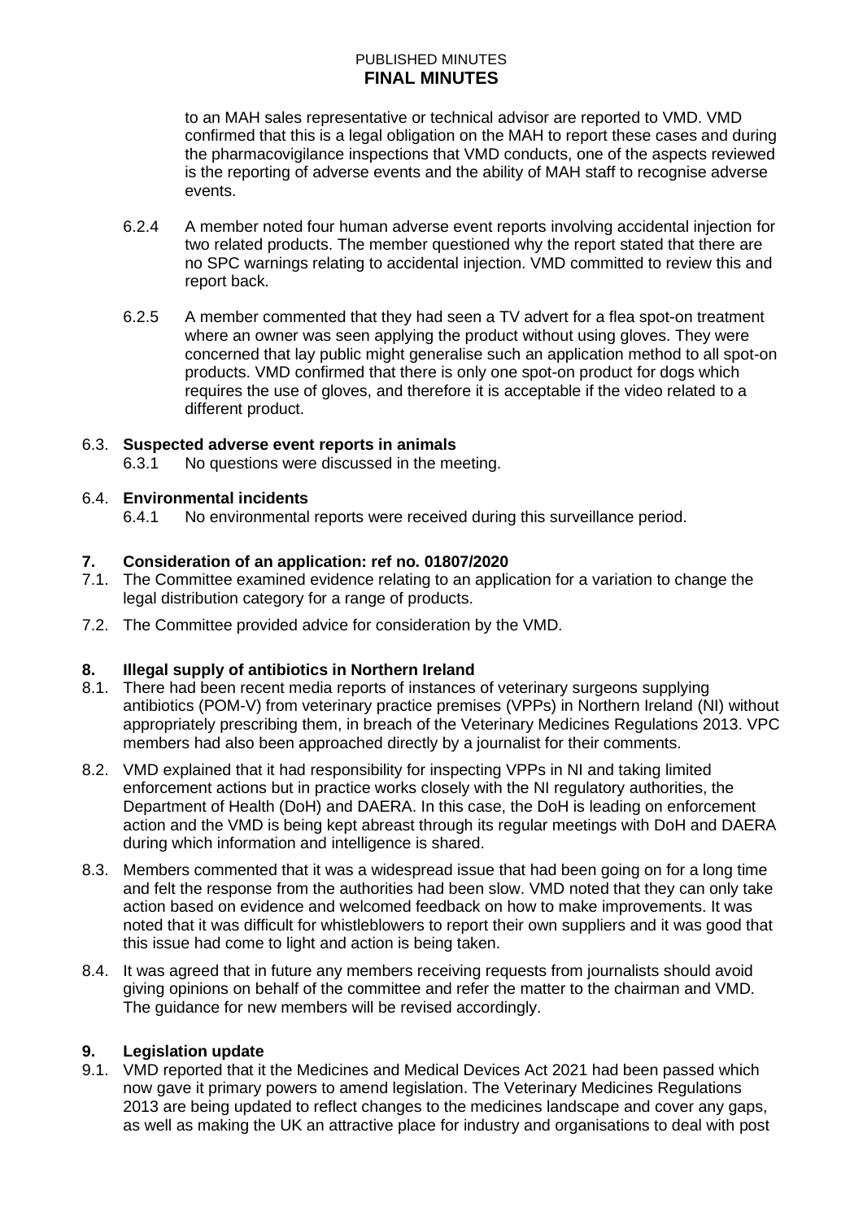to an MAH sales representative or technical advisor are reported to VMD. VMD confirmed that this is a legal obligation on the MAH to report these cases and during the pharmacovigilance inspections that VMD conducts, one of the aspects reviewed is the reporting of adverse events and the ability of MAH staff to recognise adverse events.

6.2.4 A member noted four human adverse event reports involving accidental injection for two related products. The member questioned why the report stated that there are no SPC warnings relating to accidental injection. VMD committed to review this and report back.

6.2.5 A member commented that they had seen a TV advert for a flea spot-on treatment where an owner was seen applying the product without using gloves. They were concerned that lay public might generalise such an application method to all spot-on products. VMD confirmed that there is only one spot-on product for dogs which requires the use of gloves, and therefore it is acceptable if the video related to a different product.

6.3. **Suspected adverse event reports in animals**

6.3.1 No questions were discussed in the meeting.

6.4. **Environmental incidents**

6.4.1 No environmental reports were received during this surveillance period.

## 7. Consideration of an application: ref no. 01807/2020

7.1. The Committee examined evidence relating to an application for a variation to change the legal distribution category for a range of products.

7.2. The Committee provided advice for consideration by the VMD.

## 8. Illegal supply of antibiotics in Northern Ireland

8.1. There had been recent media reports of instances of veterinary surgeons supplying antibiotics (POM-V) from veterinary practice premises (VPPs) in Northern Ireland (NI) without appropriately prescribing them, in breach of the Veterinary Medicines Regulations 2013. VPC members had also been approached directly by a journalist for their comments.

8.2. VMD explained that it had responsibility for inspecting VPPs in NI and taking limited enforcement actions but in practice works closely with the NI regulatory authorities, the Department of Health (DoH) and DAERA. In this case, the DoH is leading on enforcement action and the VMD is being kept abreast through its regular meetings with DoH and DAERA during which information and intelligence is shared.

8.3. Members commented that it was a widespread issue that had been going on for a long time and felt the response from the authorities had been slow. VMD noted that they can only take action based on evidence and welcomed feedback on how to make improvements. It was noted that it was difficult for whistleblowers to report their own suppliers and it was good that this issue had come to light and action is being taken.

8.4. It was agreed that in future any members receiving requests from journalists should avoid giving opinions on behalf of the committee and refer the matter to the chairman and VMD. The guidance for new members will be revised accordingly.

## 9. Legislation update

9.1. VMD reported that it the Medicines and Medical Devices Act 2021 had been passed which now gave it primary powers to amend legislation. The Veterinary Medicines Regulations 2013 are being updated to reflect changes to the medicines landscape and cover any gaps, as well as making the UK an attractive place for industry and organisations to deal with post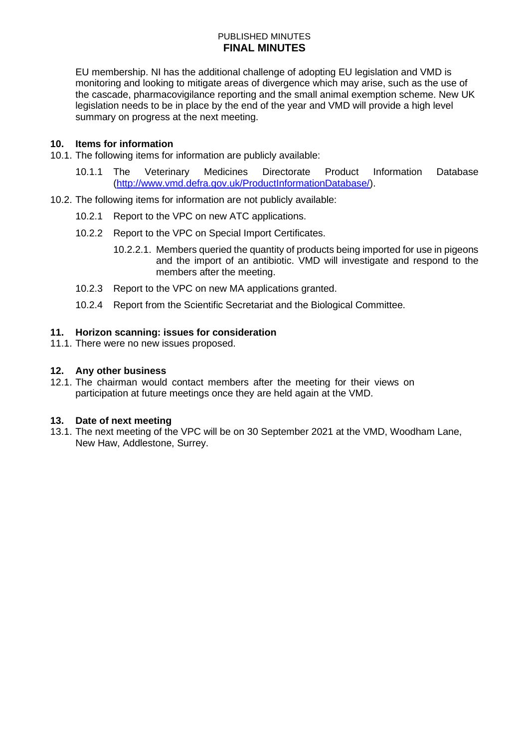EU membership. NI has the additional challenge of adopting EU legislation and VMD is monitoring and looking to mitigate areas of divergence which may arise, such as the use of the cascade, pharmacovigilance reporting and the small animal exemption scheme. New UK legislation needs to be in place by the end of the year and VMD will provide a high level summary on progress at the next meeting.

**10. Items for information**

10.1. The following items for information are publicly available:

10.1.1 The Veterinary Medicines Directorate Product Information Database (http://www.vmd.defra.gov.uk/ProductInformationDatabase/).

10.2. The following items for information are not publicly available:

10.2.1 Report to the VPC on new ATC applications.

10.2.2 Report to the VPC on Special Import Certificates.

10.2.2.1. Members queried the quantity of products being imported for use in pigeons and the import of an antibiotic. VMD will investigate and respond to the members after the meeting.

10.2.3 Report to the VPC on new MA applications granted.

10.2.4 Report from the Scientific Secretariat and the Biological Committee.

**11. Horizon scanning: issues for consideration**

11.1. There were no new issues proposed.

**12. Any other business**

12.1. The chairman would contact members after the meeting for their views on participation at future meetings once they are held again at the VMD.

**13. Date of next meeting**

13.1. The next meeting of the VPC will be on 30 September 2021 at the VMD, Woodham Lane, New Haw, Addlestone, Surrey.